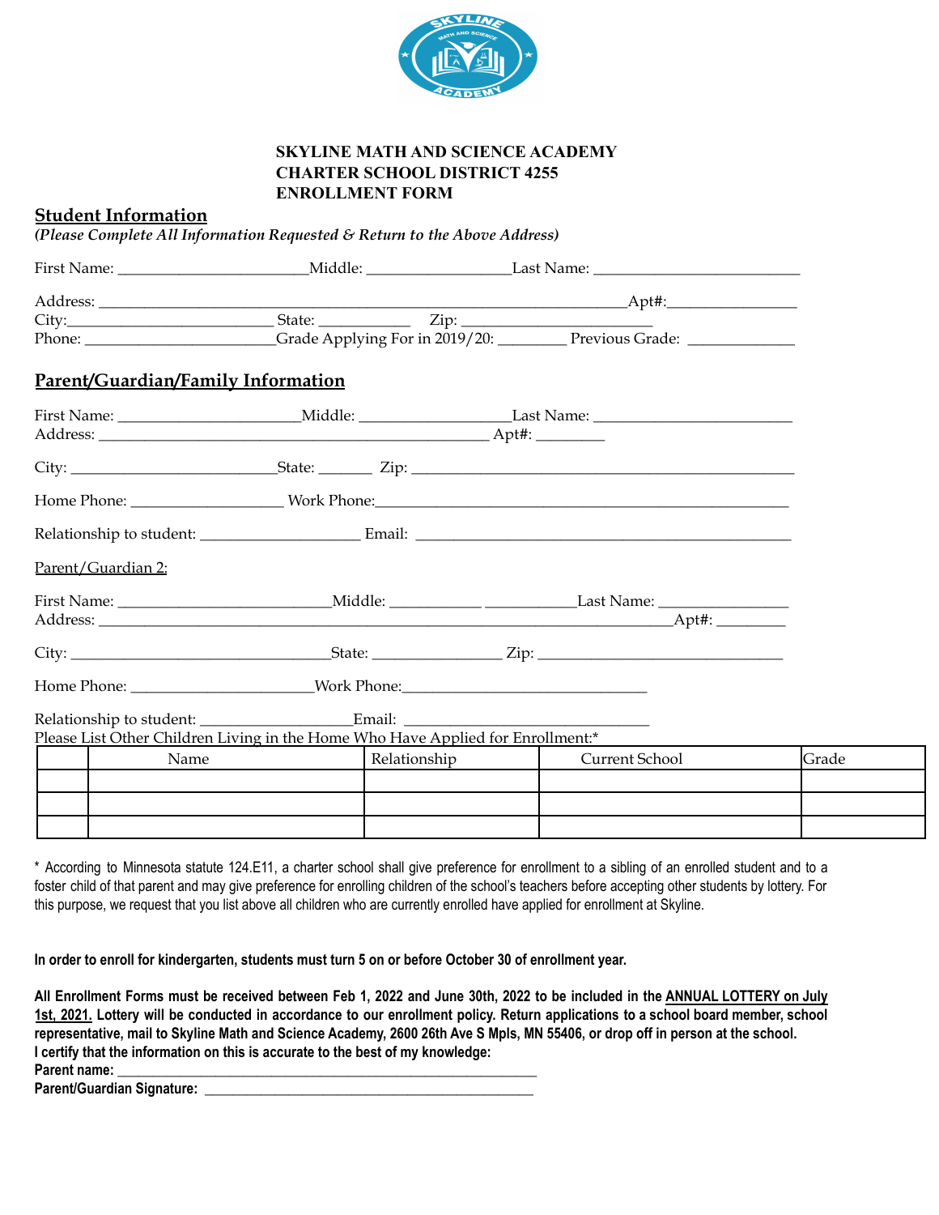**SKYLINE MATH AND SCIENCE ACADEMY**
**CHARTER SCHOOL DISTRICT 4255**
**ENROLLMENT FORM**

## Student Information

***(Please Complete All Information Requested & Return to the Above Address)***

First Name: ________________________Middle: __________________Last Name: __________________________

Address: ___________________________________________________________________Apt#:________________

City:__________________________ State: ___________ Zip: ________________________

Phone: ________________________Grade Applying For in 2019/20: ________ Previous Grade: ______________

## Parent/Guardian/Family Information

First Name: _______________________Middle: ___________________Last Name: _________________________

Address: ___________________________________________________ Apt#: _________

City: ___________________________State: _______ Zip: ___________________________________________________

Home Phone: ___________________ Work Phone:______________________________________________________

Relationship to student: ____________________ Email: ________________________________________________

Parent/Guardian 2:

First Name: ____________________________Middle: ___________ ___________Last Name: ________________

Address: _____________________________________________________________________________Apt#: _________

City: ___________________________________State: ________________ Zip: ________________________________

Home Phone: _______________________Work Phone:_______________________________

Relationship to student: ____________________Email: _______________________________

Please List Other Children Living in the Home Who Have Applied for Enrollment:*

| | Name | Relationship | Current School | Grade |
|---|---|---|---|---|
| | | | | |
| | | | | |
| | | | | |

* According to Minnesota statute 124.E11, a charter school shall give preference for enrollment to a sibling of an enrolled student and to a foster child of that parent and may give preference for enrolling children of the school's teachers before accepting other students by lottery. For this purpose, we request that you list above all children who are currently enrolled have applied for enrollment at Skyline.

**In order to enroll for kindergarten, students must turn 5 on or before October 30 of enrollment year.**

**All Enrollment Forms must be received between Feb 1, 2022 and June 30th, 2022 to be included in the ANNUAL LOTTERY on July 1st, 2021. Lottery will be conducted in accordance to our enrollment policy. Return applications to a school board member, school representative, mail to Skyline Math and Science Academy, 2600 26th Ave S Mpls, MN 55406, or drop off in person at the school.**

**I certify that the information on this is accurate to the best of my knowledge:**

**Parent name:** ___________________________________________________________

**Parent/Guardian Signature:** _____________________________________________